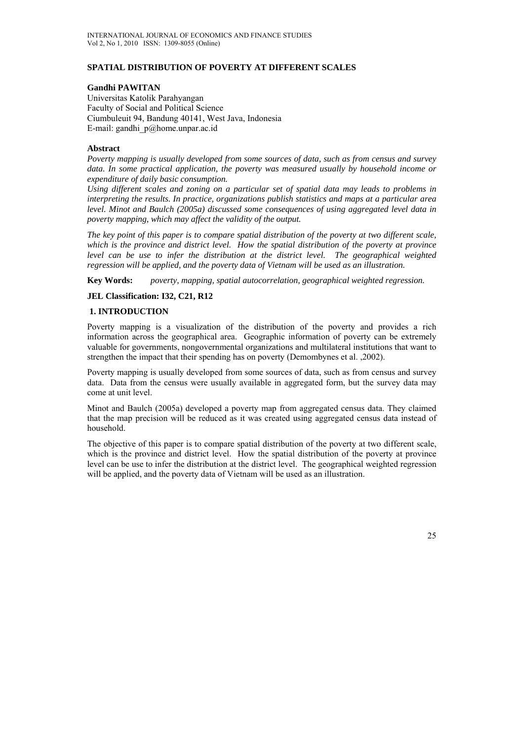# SPATIAL DISTRIBUTION OF POVERTY AT DIFFERENT SCALES

**Gandhi PAWITAN**
Universitas Katolik Parahyangan
Faculty of Social and Political Science
Ciumbuleuit 94, Bandung 40141, West Java, Indonesia
E-mail: gandhi_p@home.unpar.ac.id

### Abstract

*Poverty mapping is usually developed from some sources of data, such as from census and survey data. In some practical application, the poverty was measured usually by household income or expenditure of daily basic consumption.*

*Using different scales and zoning on a particular set of spatial data may leads to problems in interpreting the results. In practice, organizations publish statistics and maps at a particular area level. Minot and Baulch (2005a) discussed some consequences of using aggregated level data in poverty mapping, which may affect the validity of the output.*

*The key point of this paper is to compare spatial distribution of the poverty at two different scale, which is the province and district level. How the spatial distribution of the poverty at province level can be use to infer the distribution at the district level. The geographical weighted regression will be applied, and the poverty data of Vietnam will be used as an illustration.*

**Key Words:** *poverty, mapping, spatial autocorrelation, geographical weighted regression.*

**JEL Classification: I32, C21, R12**

## 1. INTRODUCTION

Poverty mapping is a visualization of the distribution of the poverty and provides a rich information across the geographical area. Geographic information of poverty can be extremely valuable for governments, nongovernmental organizations and multilateral institutions that want to strengthen the impact that their spending has on poverty (Demombynes et al. ,2002).

Poverty mapping is usually developed from some sources of data, such as from census and survey data. Data from the census were usually available in aggregated form, but the survey data may come at unit level.

Minot and Baulch (2005a) developed a poverty map from aggregated census data. They claimed that the map precision will be reduced as it was created using aggregated census data instead of household.

The objective of this paper is to compare spatial distribution of the poverty at two different scale, which is the province and district level. How the spatial distribution of the poverty at province level can be use to infer the distribution at the district level. The geographical weighted regression will be applied, and the poverty data of Vietnam will be used as an illustration.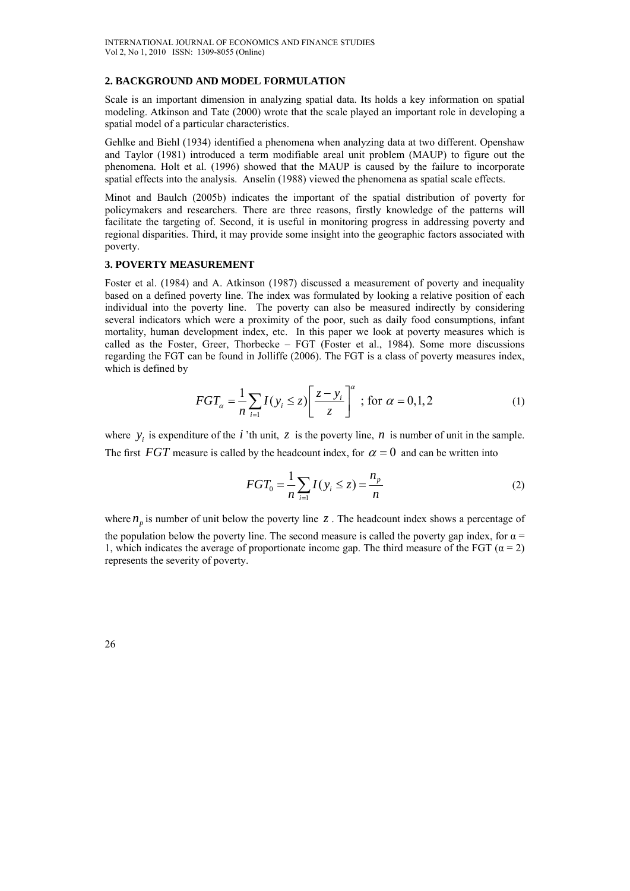## 2. BACKGROUND AND MODEL FORMULATION

Scale is an important dimension in analyzing spatial data. Its holds a key information on spatial modeling. Atkinson and Tate (2000) wrote that the scale played an important role in developing a spatial model of a particular characteristics.

Gehlke and Biehl (1934) identified a phenomena when analyzing data at two different. Openshaw and Taylor (1981) introduced a term modifiable areal unit problem (MAUP) to figure out the phenomena. Holt et al. (1996) showed that the MAUP is caused by the failure to incorporate spatial effects into the analysis. Anselin (1988) viewed the phenomena as spatial scale effects.

Minot and Baulch (2005b) indicates the important of the spatial distribution of poverty for policymakers and researchers. There are three reasons, firstly knowledge of the patterns will facilitate the targeting of. Second, it is useful in monitoring progress in addressing poverty and regional disparities. Third, it may provide some insight into the geographic factors associated with poverty.

## 3. POVERTY MEASUREMENT

Foster et al. (1984) and A. Atkinson (1987) discussed a measurement of poverty and inequality based on a defined poverty line. The index was formulated by looking a relative position of each individual into the poverty line. The poverty can also be measured indirectly by considering several indicators which were a proximity of the poor, such as daily food consumptions, infant mortality, human development index, etc. In this paper we look at poverty measures which is called as the Foster, Greer, Thorbecke – FGT (Foster et al., 1984). Some more discussions regarding the FGT can be found in Jolliffe (2006). The FGT is a class of poverty measures index, which is defined by

$$FGT_{\alpha} = \frac{1}{n}\sum_{i=1} I(y_i \leq z)\left[\frac{z - y_i}{z}\right]^{\alpha} \text{ ; for } \alpha = 0,1,2 \tag{1}$$

where $y_i$ is expenditure of the $i$'th unit, $z$ is the poverty line, $n$ is number of unit in the sample. The first $FGT$ measure is called by the headcount index, for $\alpha = 0$ and can be written into

$$FGT_0 = \frac{1}{n}\sum_{i=1} I(y_i \leq z) = \frac{n_p}{n} \tag{2}$$

where $n_p$ is number of unit below the poverty line $z$. The headcount index shows a percentage of the population below the poverty line. The second measure is called the poverty gap index, for $\alpha = 1$, which indicates the average of proportionate income gap. The third measure of the FGT ($\alpha = 2$) represents the severity of poverty.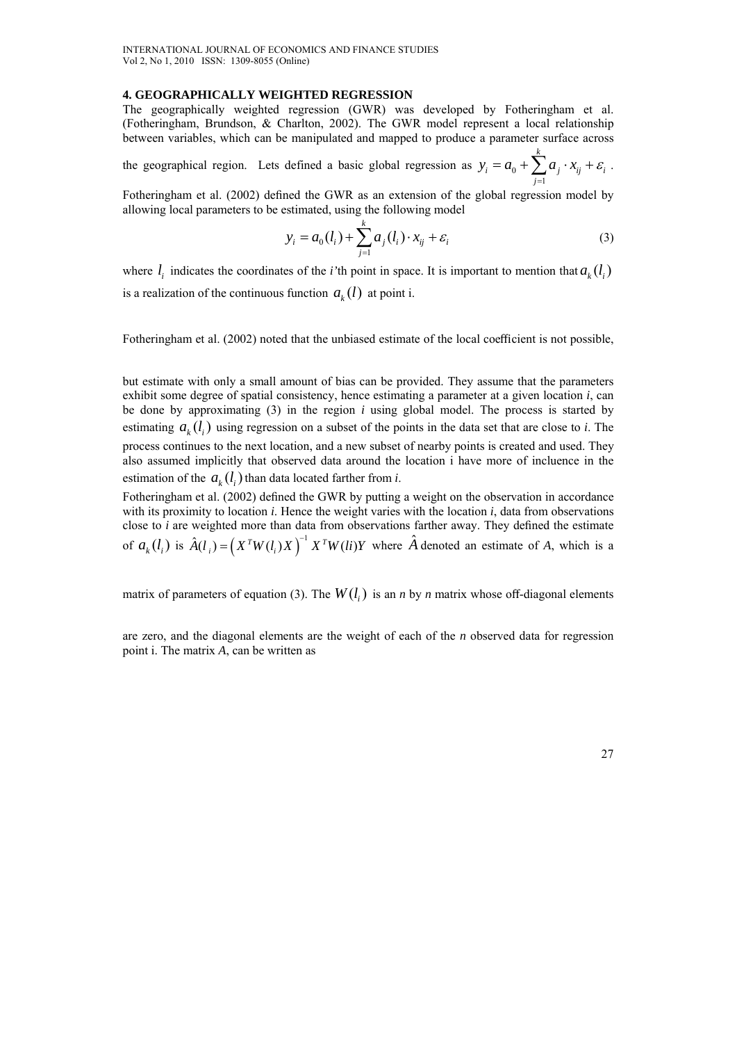## 4. GEOGRAPHICALLY WEIGHTED REGRESSION

The geographically weighted regression (GWR) was developed by Fotheringham et al. (Fotheringham, Brundson, & Charlton, 2002). The GWR model represent a local relationship between variables, which can be manipulated and mapped to produce a parameter surface across the geographical region. Lets defined a basic global regression as $y_i = a_0 + \sum_{j=1}^{k} a_j \cdot x_{ij} + \varepsilon_i$.

Fotheringham et al. (2002) defined the GWR as an extension of the global regression model by allowing local parameters to be estimated, using the following model

$$y_i = a_0(l_i) + \sum_{j=1}^{k} a_j(l_i) \cdot x_{ij} + \varepsilon_i \tag{3}$$

where $l_i$ indicates the coordinates of the *i*'th point in space. It is important to mention that $a_k(l_i)$ is a realization of the continuous function $a_k(l)$ at point i.

Fotheringham et al. (2002) noted that the unbiased estimate of the local coefficient is not possible, but estimate with only a small amount of bias can be provided. They assume that the parameters exhibit some degree of spatial consistency, hence estimating a parameter at a given location *i*, can be done by approximating (3) in the region *i* using global model. The process is started by estimating $a_k(l_i)$ using regression on a subset of the points in the data set that are close to *i*. The process continues to the next location, and a new subset of nearby points is created and used. They also assumed implicitly that observed data around the location i have more of incluence in the estimation of the $a_k(l_i)$ than data located farther from *i*.

Fotheringham et al. (2002) defined the GWR by putting a weight on the observation in accordance with its proximity to location *i*. Hence the weight varies with the location *i*, data from observations close to *i* are weighted more than data from observations farther away. They defined the estimate of $a_k(l_i)$ is $\hat{A}(l_i) = \left(X^T W(l_i) X\right)^{-1} X^T W(li) Y$ where $\hat{A}$ denoted an estimate of *A*, which is a matrix of parameters of equation (3). The $W(l_i)$ is an *n* by *n* matrix whose off-diagonal elements are zero, and the diagonal elements are the weight of each of the *n* observed data for regression point i. The matrix *A*, can be written as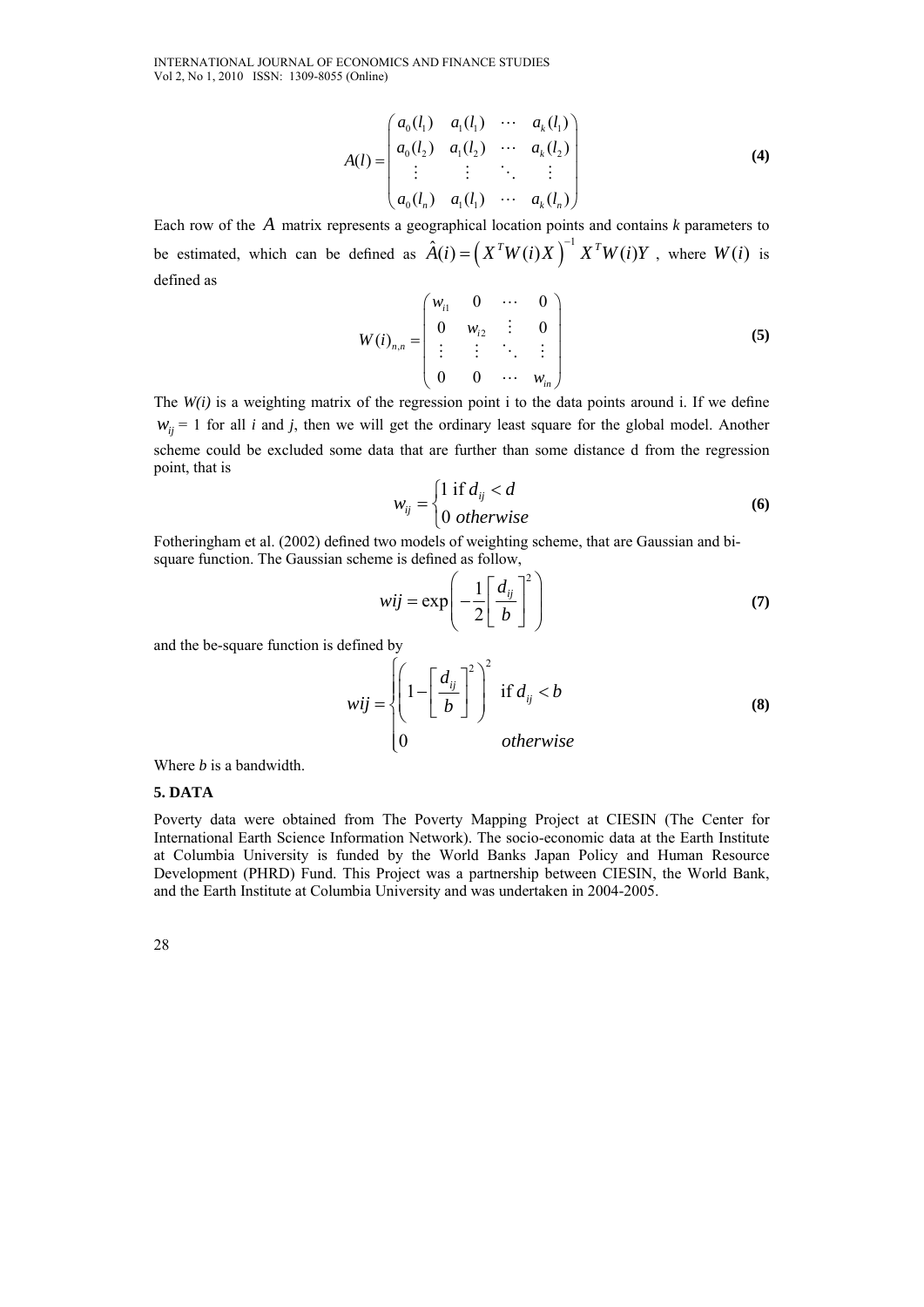$$A(l) = \begin{pmatrix} a_0(l_1) & a_1(l_1) & \cdots & a_k(l_1) \\ a_0(l_2) & a_1(l_2) & \cdots & a_k(l_2) \\ \vdots & \vdots & \ddots & \vdots \\ a_0(l_n) & a_1(l_1) & \cdots & a_k(l_n) \end{pmatrix} \quad \textbf{(4)}$$

Each row of the $A$ matrix represents a geographical location points and contains *k* parameters to be estimated, which can be defined as $\hat{A}(i) = \left(X^T W(i) X\right)^{-1} X^T W(i) Y$ , where $W(i)$ is defined as

$$W(i)_{n,n} = \begin{pmatrix} w_{i1} & 0 & \cdots & 0 \\ 0 & w_{i2} & \vdots & 0 \\ \vdots & \vdots & \ddots & \vdots \\ 0 & 0 & \cdots & w_{in} \end{pmatrix} \quad \textbf{(5)}$$

The *W(i)* is a weighting matrix of the regression point i to the data points around i. If we define $w_{ij}$ = 1 for all *i* and *j*, then we will get the ordinary least square for the global model. Another scheme could be excluded some data that are further than some distance d from the regression point, that is

$$w_{ij} = \begin{cases} 1 \text{ if } d_{ij} < d \\ 0 \; otherwise \end{cases} \quad \textbf{(6)}$$

Fotheringham et al. (2002) defined two models of weighting scheme, that are Gaussian and bi-square function. The Gaussian scheme is defined as follow,

$$wij = \exp\left(-\frac{1}{2}\left[\frac{d_{ij}}{b}\right]^2\right) \quad \textbf{(7)}$$

and the be-square function is defined by

$$wij = \begin{cases} \left(1 - \left[\frac{d_{ij}}{b}\right]^2\right)^2 & \text{if } d_{ij} < b \\ 0 & otherwise \end{cases} \quad \textbf{(8)}$$

Where *b* is a bandwidth.

## 5. DATA

Poverty data were obtained from The Poverty Mapping Project at CIESIN (The Center for International Earth Science Information Network). The socio-economic data at the Earth Institute at Columbia University is funded by the World Banks Japan Policy and Human Resource Development (PHRD) Fund. This Project was a partnership between CIESIN, the World Bank, and the Earth Institute at Columbia University and was undertaken in 2004-2005.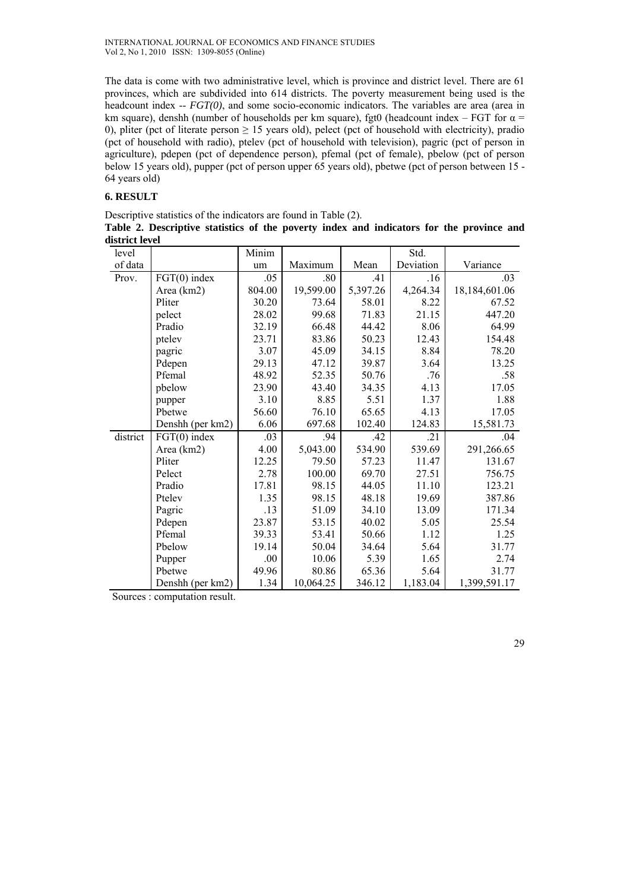The data is come with two administrative level, which is province and district level. There are 61 provinces, which are subdivided into 614 districts. The poverty measurement being used is the headcount index -- *FGT(0)*, and some socio-economic indicators. The variables are area (area in km square), denshh (number of households per km square), fgt0 (headcount index – FGT for $\alpha$ = 0), pliter (pct of literate person $\geq$ 15 years old), pelect (pct of household with electricity), pradio (pct of household with radio), ptelev (pct of household with television), pagric (pct of person in agriculture), pdepen (pct of dependence person), pfemal (pct of female), pbelow (pct of person below 15 years old), pupper (pct of person upper 65 years old), pbetwe (pct of person between 15 - 64 years old)

## 6. RESULT

Descriptive statistics of the indicators are found in Table (2).

**Table 2. Descriptive statistics of the poverty index and indicators for the province and district level**

| level of data | | Minimum | Maximum | Mean | Std. Deviation | Variance |
|---|---|---|---|---|---|---|
| Prov. | FGT(0) index | .05 | .80 | .41 | .16 | .03 |
| | Area (km2) | 804.00 | 19,599.00 | 5,397.26 | 4,264.34 | 18,184,601.06 |
| | Pliter | 30.20 | 73.64 | 58.01 | 8.22 | 67.52 |
| | pelect | 28.02 | 99.68 | 71.83 | 21.15 | 447.20 |
| | Pradio | 32.19 | 66.48 | 44.42 | 8.06 | 64.99 |
| | ptelev | 23.71 | 83.86 | 50.23 | 12.43 | 154.48 |
| | pagric | 3.07 | 45.09 | 34.15 | 8.84 | 78.20 |
| | Pdepen | 29.13 | 47.12 | 39.87 | 3.64 | 13.25 |
| | Pfemal | 48.92 | 52.35 | 50.76 | .76 | .58 |
| | pbelow | 23.90 | 43.40 | 34.35 | 4.13 | 17.05 |
| | pupper | 3.10 | 8.85 | 5.51 | 1.37 | 1.88 |
| | Pbetwe | 56.60 | 76.10 | 65.65 | 4.13 | 17.05 |
| | Denshh (per km2) | 6.06 | 697.68 | 102.40 | 124.83 | 15,581.73 |
| district | FGT(0) index | .03 | .94 | .42 | .21 | .04 |
| | Area (km2) | 4.00 | 5,043.00 | 534.90 | 539.69 | 291,266.65 |
| | Pliter | 12.25 | 79.50 | 57.23 | 11.47 | 131.67 |
| | Pelect | 2.78 | 100.00 | 69.70 | 27.51 | 756.75 |
| | Pradio | 17.81 | 98.15 | 44.05 | 11.10 | 123.21 |
| | Ptelev | 1.35 | 98.15 | 48.18 | 19.69 | 387.86 |
| | Pagric | .13 | 51.09 | 34.10 | 13.09 | 171.34 |
| | Pdepen | 23.87 | 53.15 | 40.02 | 5.05 | 25.54 |
| | Pfemal | 39.33 | 53.41 | 50.66 | 1.12 | 1.25 |
| | Pbelow | 19.14 | 50.04 | 34.64 | 5.64 | 31.77 |
| | Pupper | .00 | 10.06 | 5.39 | 1.65 | 2.74 |
| | Pbetwe | 49.96 | 80.86 | 65.36 | 5.64 | 31.77 |
| | Denshh (per km2) | 1.34 | 10,064.25 | 346.12 | 1,183.04 | 1,399,591.17 |

Sources : computation result.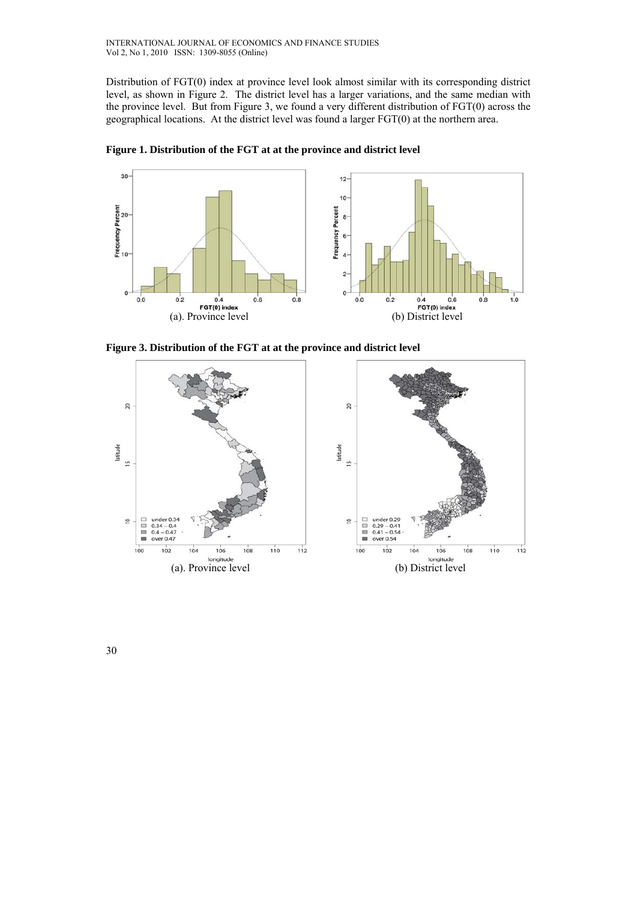Distribution of FGT(0) index at province level look almost similar with its corresponding district level, as shown in Figure 2. The district level has a larger variations, and the same median with the province level. But from Figure 3, we found a very different distribution of FGT(0) across the geographical locations. At the district level was found a larger FGT(0) at the northern area.

**Figure 1. Distribution of the FGT at at the province and district level**

(a). Province level (b) District level

**Figure 3. Distribution of the FGT at at the province and district level**

(a). Province level (b) District level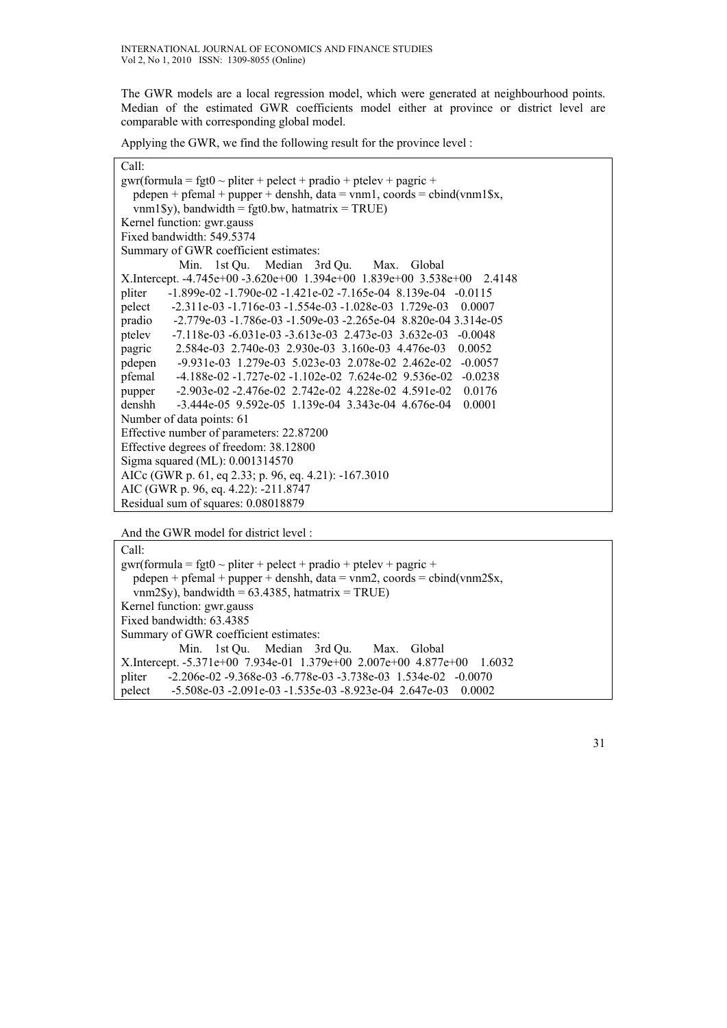The GWR models are a local regression model, which were generated at neighbourhood points. Median of the estimated GWR coefficients model either at province or district level are comparable with corresponding global model.

Applying the GWR, we find the following result for the province level :

```
Call:
gwr(formula = fgt0 ~ pliter + pelect + pradio + ptelev + pagric +
   pdepen + pfemal + pupper + denshh, data = vnm1, coords = cbind(vnm1$x,
   vnm1$y), bandwidth = fgt0.bw, hatmatrix = TRUE)
Kernel function: gwr.gauss
Fixed bandwidth: 549.5374
Summary of GWR coefficient estimates:
              Min.   1st Qu.    Median   3rd Qu.      Max.   Global
X.Intercept. -4.745e+00 -3.620e+00  1.394e+00  1.839e+00  3.538e+00   2.4148
pliter      -1.899e-02 -1.790e-02 -1.421e-02 -7.165e-04  8.139e-04  -0.0115
pelect      -2.311e-03 -1.716e-03 -1.554e-03 -1.028e-03  1.729e-03   0.0007
pradio      -2.779e-03 -1.786e-03 -1.509e-03 -2.265e-04  8.820e-04 3.314e-05
ptelev      -7.118e-03 -6.031e-03 -3.613e-03  2.473e-03  3.632e-03  -0.0048
pagric       2.584e-03  2.740e-03  2.930e-03  3.160e-03  4.476e-03   0.0052
pdepen      -9.931e-03  1.279e-03  5.023e-03  2.078e-02  2.462e-02  -0.0057
pfemal      -4.188e-02 -1.727e-02 -1.102e-02  7.624e-02  9.536e-02  -0.0238
pupper      -2.903e-02 -2.476e-02  2.742e-02  4.228e-02  4.591e-02   0.0176
denshh      -3.444e-05  9.592e-05  1.139e-04  3.343e-04  4.676e-04   0.0001
Number of data points: 61
Effective number of parameters: 22.87200
Effective degrees of freedom: 38.12800
Sigma squared (ML): 0.001314570
AICc (GWR p. 61, eq 2.33; p. 96, eq. 4.21): -167.3010
AIC (GWR p. 96, eq. 4.22): -211.8747
Residual sum of squares: 0.08018879
```

And the GWR model for district level :

```
Call:
gwr(formula = fgt0 ~ pliter + pelect + pradio + ptelev + pagric +
   pdepen + pfemal + pupper + denshh, data = vnm2, coords = cbind(vnm2$x,
   vnm2$y), bandwidth = 63.4385, hatmatrix = TRUE)
Kernel function: gwr.gauss
Fixed bandwidth: 63.4385
Summary of GWR coefficient estimates:
              Min.   1st Qu.    Median   3rd Qu.      Max.   Global
X.Intercept. -5.371e+00  7.934e-01  1.379e+00  2.007e+00  4.877e+00   1.6032
pliter      -2.206e-02 -9.368e-03 -6.778e-03 -3.738e-03  1.534e-02  -0.0070
pelect      -5.508e-03 -2.091e-03 -1.535e-03 -8.923e-04  2.647e-03   0.0002
```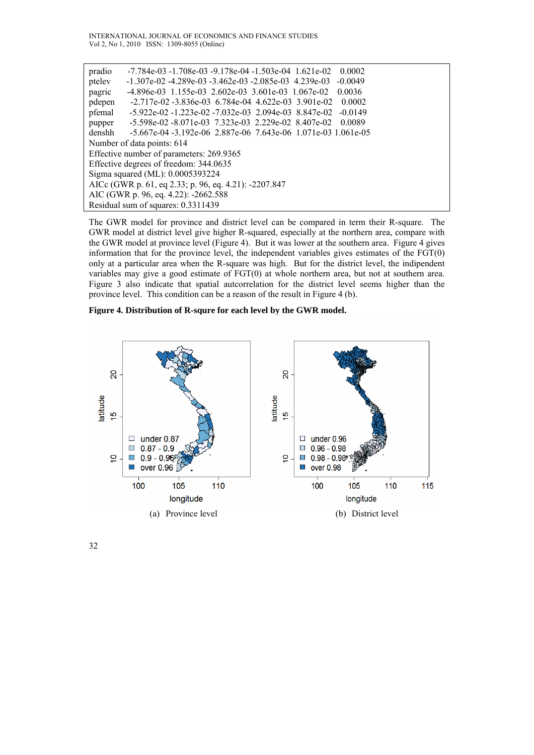| | | | | | | |
|---|---|---|---|---|---|---|
| pradio | -7.784e-03 | -1.708e-03 | -9.178e-04 | -1.503e-04 | 1.621e-02 | 0.0002 |
| ptelev | -1.307e-02 | -4.289e-03 | -3.462e-03 | -2.085e-03 | 4.239e-03 | -0.0049 |
| pagric | -4.896e-03 | 1.155e-03 | 2.602e-03 | 3.601e-03 | 1.067e-02 | 0.0036 |
| pdepen | -2.717e-02 | -3.836e-03 | 6.784e-04 | 4.622e-03 | 3.901e-02 | 0.0002 |
| pfemal | -5.922e-02 | -1.223e-02 | -7.032e-03 | 2.094e-03 | 8.847e-02 | -0.0149 |
| pupper | -5.598e-02 | -8.071e-03 | 7.323e-03 | 2.229e-02 | 8.407e-02 | 0.0089 |
| denshh | -5.667e-04 | -3.192e-06 | 2.887e-06 | 7.643e-06 | 1.071e-03 | 1.061e-05 |

Number of data points: 614
Effective number of parameters: 269.9365
Effective degrees of freedom: 344.0635
Sigma squared (ML): 0.0005393224
AICc (GWR p. 61, eq 2.33; p. 96, eq. 4.21): -2207.847
AIC (GWR p. 96, eq. 4.22): -2662.588
Residual sum of squares: 0.3311439

The GWR model for province and district level can be compared in term their R-square. The GWR model at district level give higher R-squared, especially at the northern area, compare with the GWR model at province level (Figure 4). But it was lower at the southern area. Figure 4 gives information that for the province level, the independent variables gives estimates of the FGT(0) only at a particular area when the R-square was high. But for the district level, the indipendent variables may give a good estimate of FGT(0) at whole northern area, but not at southern area. Figure 3 also indicate that spatial autcorrelation for the district level seems higher than the province level. This condition can be a reason of the result in Figure 4 (b).

**Figure 4. Distribution of R-squre for each level by the GWR model.**

(a) Province level

(b) District level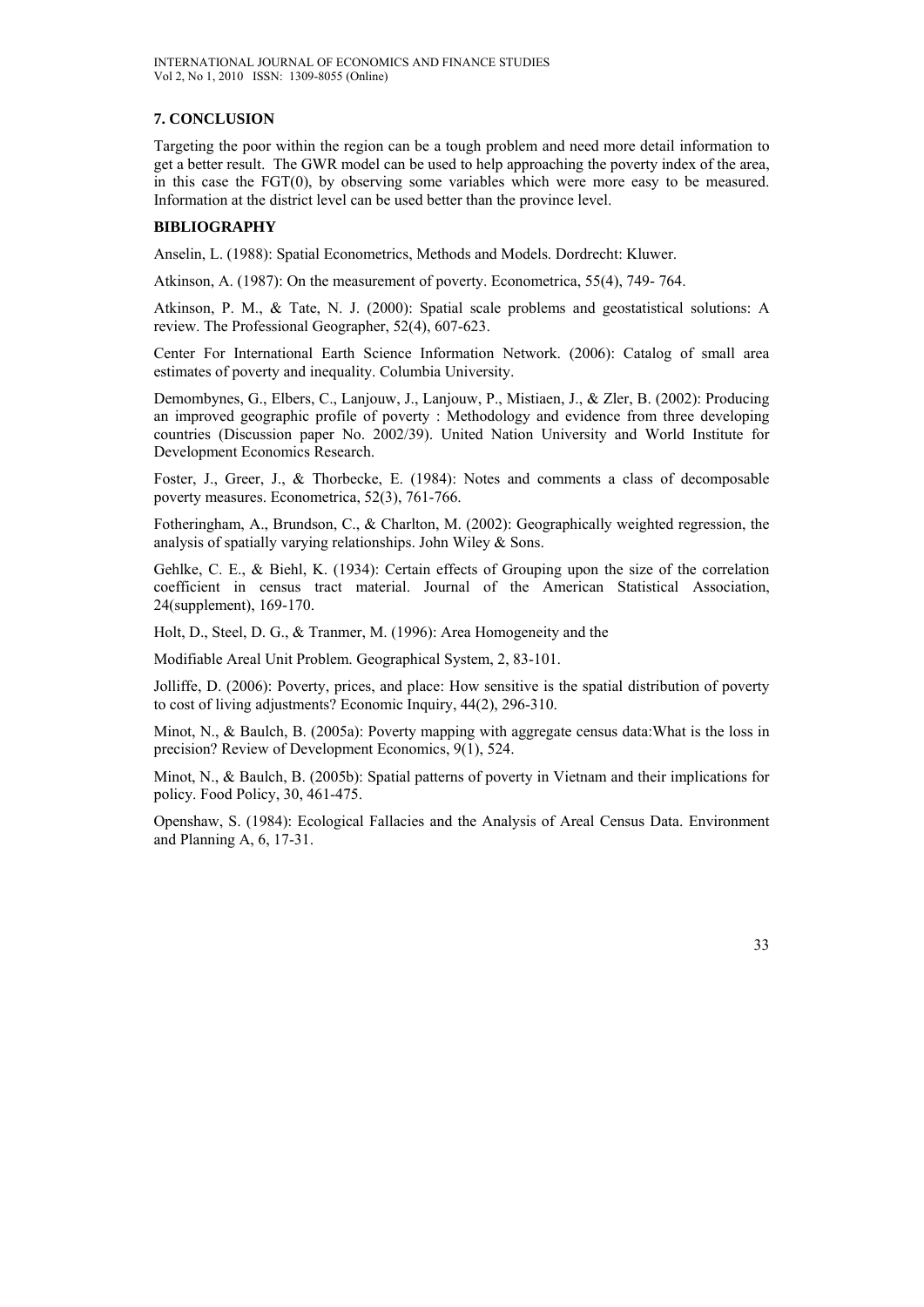## 7. CONCLUSION

Targeting the poor within the region can be a tough problem and need more detail information to get a better result. The GWR model can be used to help approaching the poverty index of the area, in this case the FGT(0), by observing some variables which were more easy to be measured. Information at the district level can be used better than the province level.

## BIBLIOGRAPHY

Anselin, L. (1988): Spatial Econometrics, Methods and Models. Dordrecht: Kluwer.

Atkinson, A. (1987): On the measurement of poverty. Econometrica, 55(4), 749- 764.

Atkinson, P. M., & Tate, N. J. (2000): Spatial scale problems and geostatistical solutions: A review. The Professional Geographer, 52(4), 607-623.

Center For International Earth Science Information Network. (2006): Catalog of small area estimates of poverty and inequality. Columbia University.

Demombynes, G., Elbers, C., Lanjouw, J., Lanjouw, P., Mistiaen, J., & Zler, B. (2002): Producing an improved geographic profile of poverty : Methodology and evidence from three developing countries (Discussion paper No. 2002/39). United Nation University and World Institute for Development Economics Research.

Foster, J., Greer, J., & Thorbecke, E. (1984): Notes and comments a class of decomposable poverty measures. Econometrica, 52(3), 761-766.

Fotheringham, A., Brundson, C., & Charlton, M. (2002): Geographically weighted regression, the analysis of spatially varying relationships. John Wiley & Sons.

Gehlke, C. E., & Biehl, K. (1934): Certain effects of Grouping upon the size of the correlation coefficient in census tract material. Journal of the American Statistical Association, 24(supplement), 169-170.

Holt, D., Steel, D. G., & Tranmer, M. (1996): Area Homogeneity and the

Modifiable Areal Unit Problem. Geographical System, 2, 83-101.

Jolliffe, D. (2006): Poverty, prices, and place: How sensitive is the spatial distribution of poverty to cost of living adjustments? Economic Inquiry, 44(2), 296-310.

Minot, N., & Baulch, B. (2005a): Poverty mapping with aggregate census data:What is the loss in precision? Review of Development Economics, 9(1), 524.

Minot, N., & Baulch, B. (2005b): Spatial patterns of poverty in Vietnam and their implications for policy. Food Policy, 30, 461-475.

Openshaw, S. (1984): Ecological Fallacies and the Analysis of Areal Census Data. Environment and Planning A, 6, 17-31.